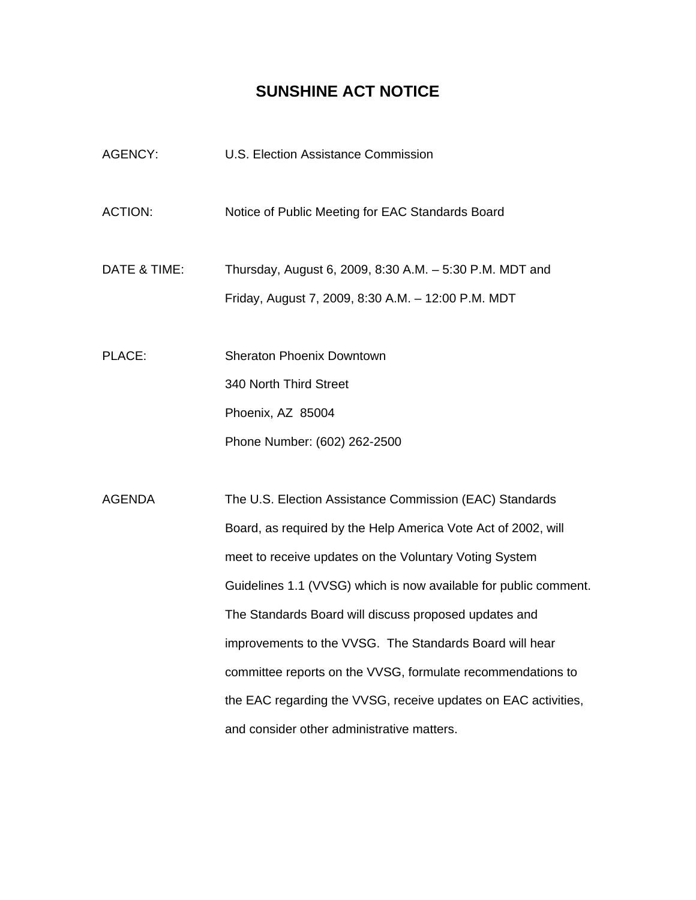# SUNSHINE ACT NOTICE

AGENCY: U.S. Election Assistance Commission

ACTION: Notice of Public Meeting for EAC Standards Board

DATE & TIME: Thursday, August 6, 2009, 8:30 A.M. – 5:30 P.M. MDT and
Friday, August 7, 2009, 8:30 A.M. – 12:00 P.M. MDT

PLACE: Sheraton Phoenix Downtown
340 North Third Street
Phoenix, AZ 85004
Phone Number: (602) 262-2500

AGENDA The U.S. Election Assistance Commission (EAC) Standards Board, as required by the Help America Vote Act of 2002, will meet to receive updates on the Voluntary Voting System Guidelines 1.1 (VVSG) which is now available for public comment. The Standards Board will discuss proposed updates and improvements to the VVSG. The Standards Board will hear committee reports on the VVSG, formulate recommendations to the EAC regarding the VVSG, receive updates on EAC activities, and consider other administrative matters.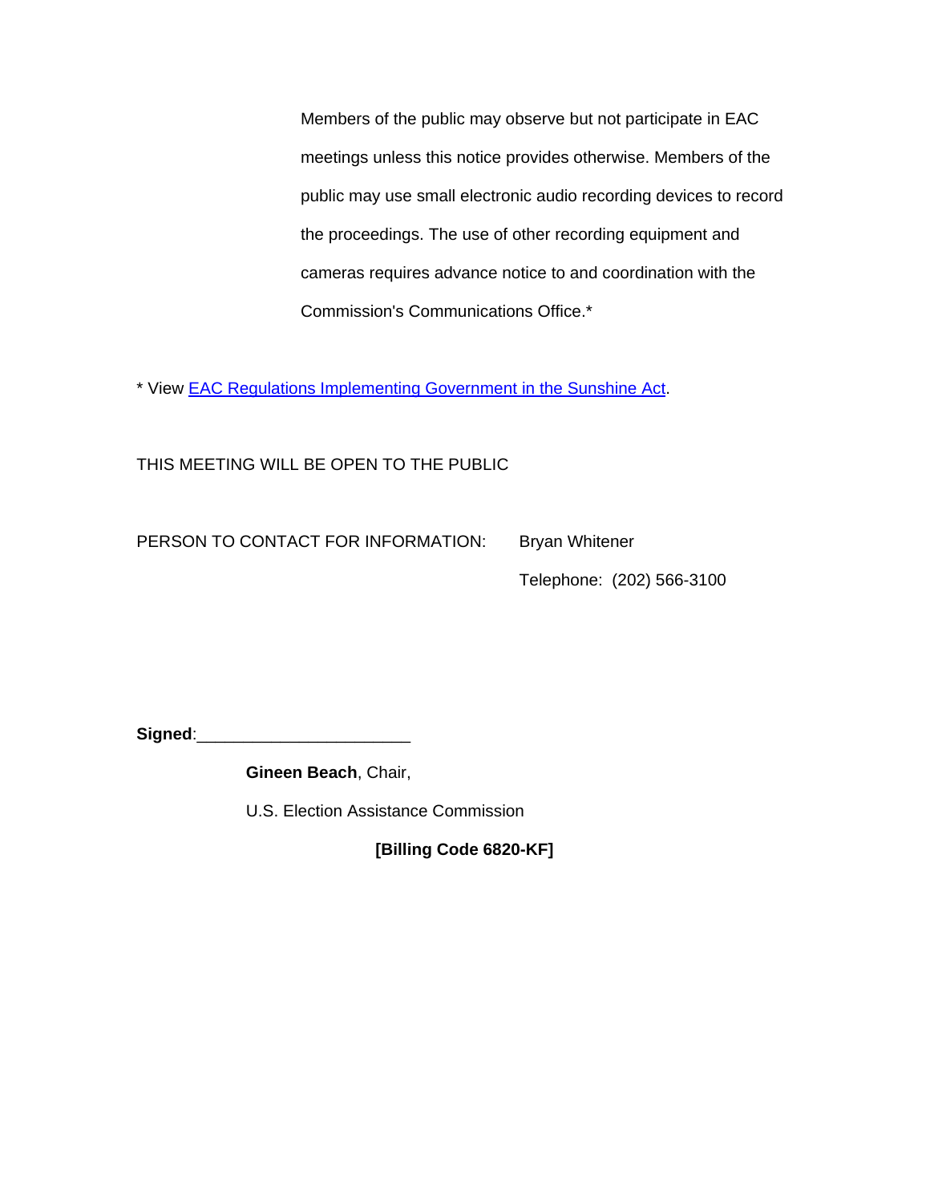Members of the public may observe but not participate in EAC meetings unless this notice provides otherwise. Members of the public may use small electronic audio recording devices to record the proceedings. The use of other recording equipment and cameras requires advance notice to and coordination with the Commission's Communications Office.*

* View EAC Regulations Implementing Government in the Sunshine Act.

THIS MEETING WILL BE OPEN TO THE PUBLIC

PERSON TO CONTACT FOR INFORMATION: Bryan Whitener

Telephone: (202) 566-3100

**Signed**:______________________

**Gineen Beach**, Chair,

U.S. Election Assistance Commission

**[Billing Code 6820-KF]**